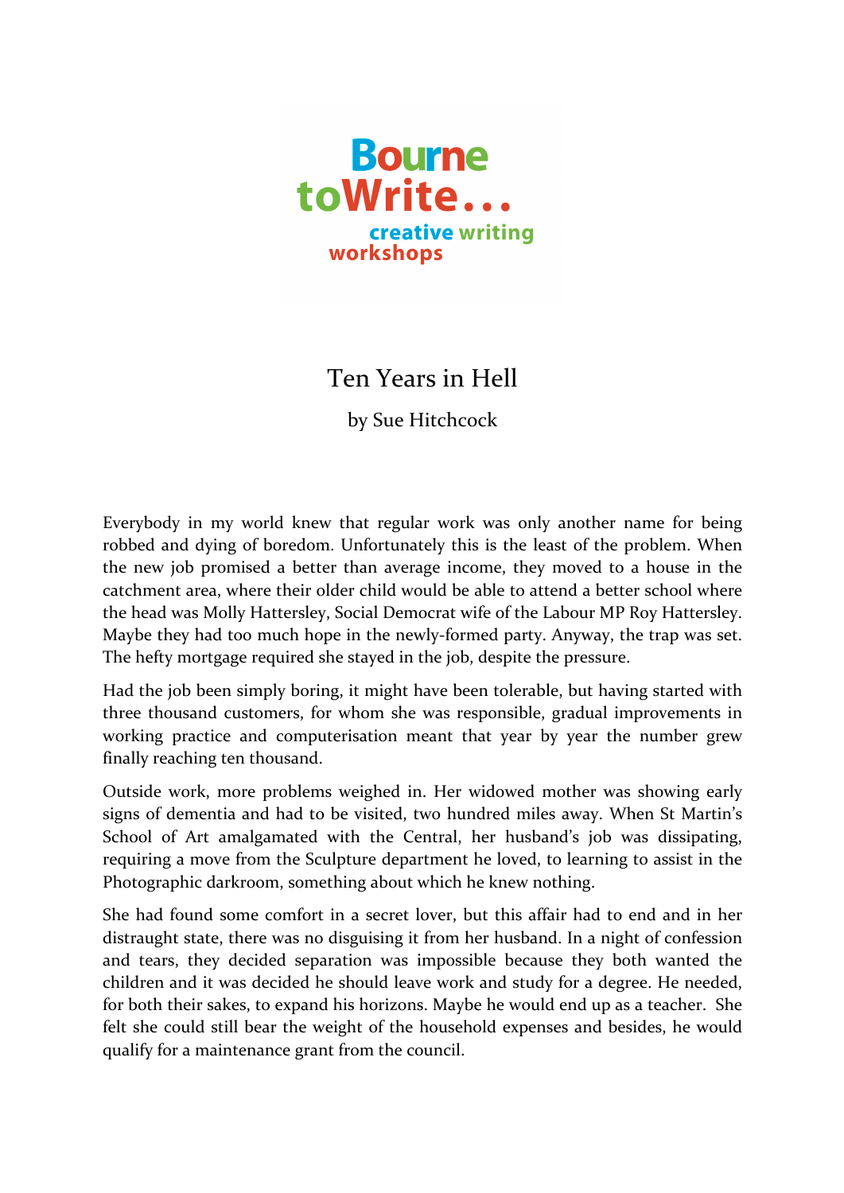Bourne toWrite... creative writing workshops

# Ten Years in Hell

by Sue Hitchcock

Everybody in my world knew that regular work was only another name for being robbed and dying of boredom. Unfortunately this is the least of the problem. When the new job promised a better than average income, they moved to a house in the catchment area, where their older child would be able to attend a better school where the head was Molly Hattersley, Social Democrat wife of the Labour MP Roy Hattersley. Maybe they had too much hope in the newly-formed party. Anyway, the trap was set. The hefty mortgage required she stayed in the job, despite the pressure.

Had the job been simply boring, it might have been tolerable, but having started with three thousand customers, for whom she was responsible, gradual improvements in working practice and computerisation meant that year by year the number grew finally reaching ten thousand.

Outside work, more problems weighed in. Her widowed mother was showing early signs of dementia and had to be visited, two hundred miles away. When St Martin's School of Art amalgamated with the Central, her husband's job was dissipating, requiring a move from the Sculpture department he loved, to learning to assist in the Photographic darkroom, something about which he knew nothing.

She had found some comfort in a secret lover, but this affair had to end and in her distraught state, there was no disguising it from her husband. In a night of confession and tears, they decided separation was impossible because they both wanted the children and it was decided he should leave work and study for a degree. He needed, for both their sakes, to expand his horizons. Maybe he would end up as a teacher. She felt she could still bear the weight of the household expenses and besides, he would qualify for a maintenance grant from the council.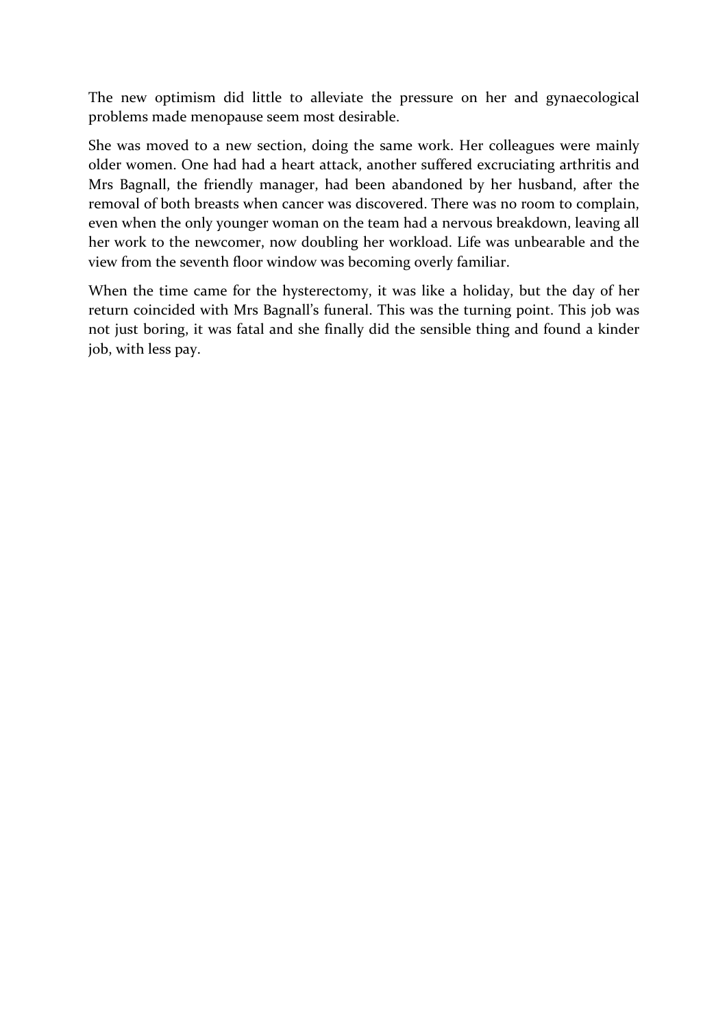The new optimism did little to alleviate the pressure on her and gynaecological problems made menopause seem most desirable.

She was moved to a new section, doing the same work. Her colleagues were mainly older women. One had had a heart attack, another suffered excruciating arthritis and Mrs Bagnall, the friendly manager, had been abandoned by her husband, after the removal of both breasts when cancer was discovered. There was no room to complain, even when the only younger woman on the team had a nervous breakdown, leaving all her work to the newcomer, now doubling her workload. Life was unbearable and the view from the seventh floor window was becoming overly familiar.

When the time came for the hysterectomy, it was like a holiday, but the day of her return coincided with Mrs Bagnall's funeral. This was the turning point. This job was not just boring, it was fatal and she finally did the sensible thing and found a kinder job, with less pay.